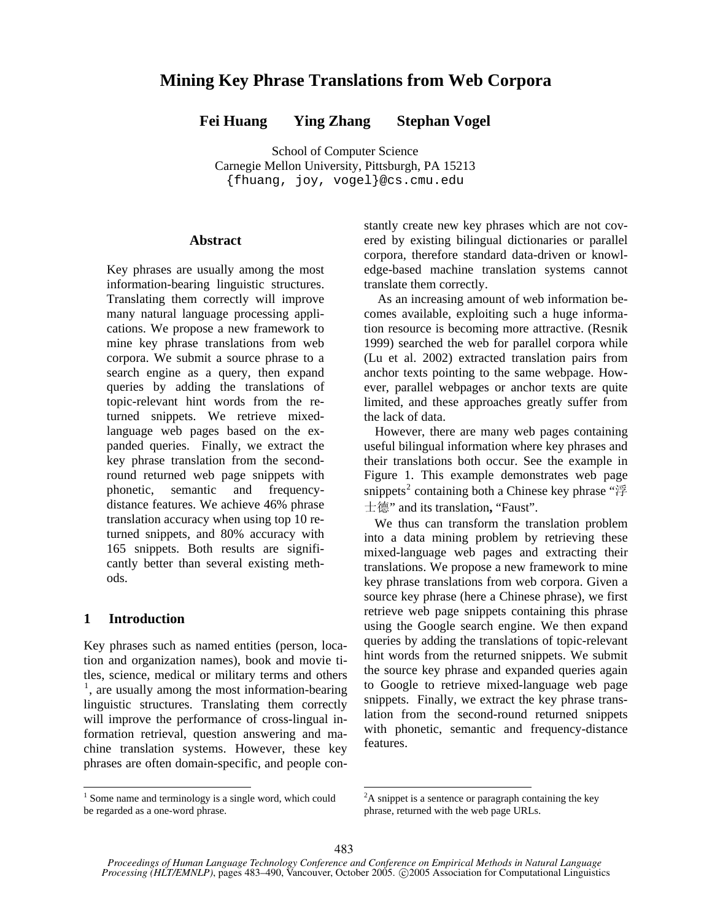# Mining Key Phrase Translations from Web Corpora

**Fei Huang Ying Zhang Stephan Vogel**

School of Computer Science
Carnegie Mellon University, Pittsburgh, PA 15213
{fhuang, joy, vogel}@cs.cmu.edu

## Abstract

Key phrases are usually among the most information-bearing linguistic structures. Translating them correctly will improve many natural language processing applications. We propose a new framework to mine key phrase translations from web corpora. We submit a source phrase to a search engine as a query, then expand queries by adding the translations of topic-relevant hint words from the returned snippets. We retrieve mixed-language web pages based on the expanded queries. Finally, we extract the key phrase translation from the second-round returned web page snippets with phonetic, semantic and frequency-distance features. We achieve 46% phrase translation accuracy when using top 10 returned snippets, and 80% accuracy with 165 snippets. Both results are significantly better than several existing methods.

## 1 Introduction

Key phrases such as named entities (person, location and organization names), book and movie titles, science, medical or military terms and others [1], are usually among the most information-bearing linguistic structures. Translating them correctly will improve the performance of cross-lingual information retrieval, question answering and machine translation systems. However, these key phrases are often domain-specific, and people constantly create new key phrases which are not covered by existing bilingual dictionaries or parallel corpora, therefore standard data-driven or knowledge-based machine translation systems cannot translate them correctly.

As an increasing amount of web information becomes available, exploiting such a huge information resource is becoming more attractive. (Resnik 1999) searched the web for parallel corpora while (Lu et al. 2002) extracted translation pairs from anchor texts pointing to the same webpage. However, parallel webpages or anchor texts are quite limited, and these approaches greatly suffer from the lack of data.

However, there are many web pages containing useful bilingual information where key phrases and their translations both occur. See the example in Figure 1. This example demonstrates web page snippets[2] containing both a Chinese key phrase "浮士德" and its translation**,** "Faust".

We thus can transform the translation problem into a data mining problem by retrieving these mixed-language web pages and extracting their translations. We propose a new framework to mine key phrase translations from web corpora. Given a source key phrase (here a Chinese phrase), we first retrieve web page snippets containing this phrase using the Google search engine. We then expand queries by adding the translations of topic-relevant hint words from the returned snippets. We submit the source key phrase and expanded queries again to Google to retrieve mixed-language web page snippets. Finally, we extract the key phrase translation from the second-round returned snippets with phonetic, semantic and frequency-distance features.

[1] Some name and terminology is a single word, which could be regarded as a one-word phrase.

[2] A snippet is a sentence or paragraph containing the key phrase, returned with the web page URLs.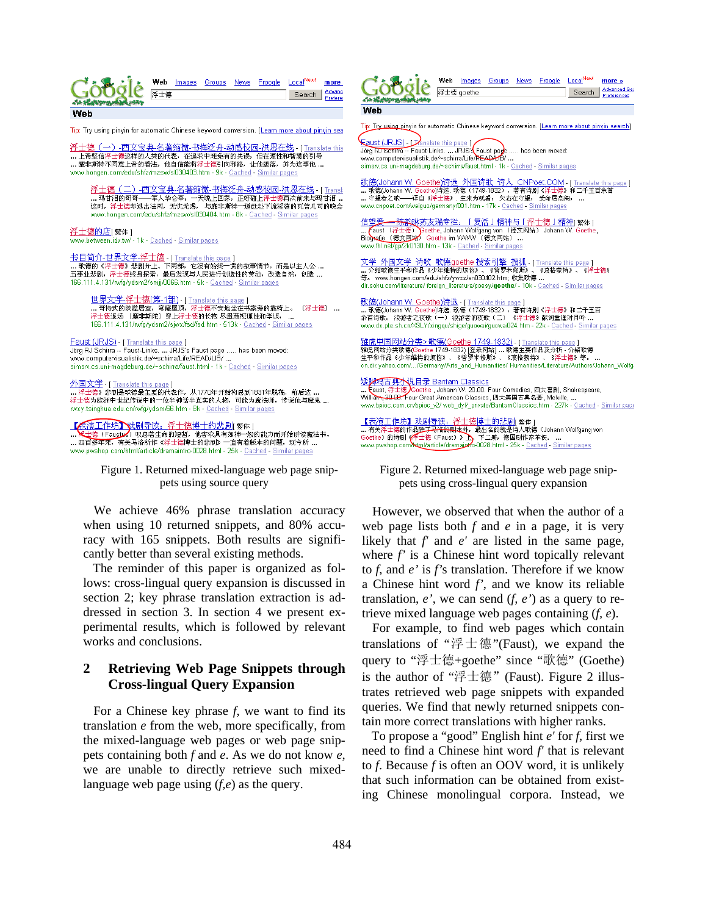Figure 1. Returned mixed-language web page snippets using source query

Figure 2. Returned mixed-language web page snippets using cross-lingual query expansion

We achieve 46% phrase translation accuracy when using 10 returned snippets, and 80% accuracy with 165 snippets. Both results are significantly better than several existing methods.

The reminder of this paper is organized as follows: cross-lingual query expansion is discussed in section 2; key phrase translation extraction is addressed in section 3. In section 4 we present experimental results, which is followed by relevant works and conclusions.

## 2 Retrieving Web Page Snippets through Cross-lingual Query Expansion

For a Chinese key phrase *f*, we want to find its translation *e* from the web, more specifically, from the mixed-language web pages or web page snippets containing both *f* and *e*. As we do not know *e*, we are unable to directly retrieve such mixed-language web page using (*f*,*e*) as the query.

However, we observed that when the author of a web page lists both *f* and *e* in a page, it is very likely that *f'* and *e'* are listed in the same page, where *f'* is a Chinese hint word topically relevant to *f*, and *e'* is *f'*'s translation. Therefore if we know a Chinese hint word *f'*, and we know its reliable translation, *e'*, we can send (*f*, *e'*) as a query to retrieve mixed language web pages containing (*f*, *e*).

For example, to find web pages which contain translations of "浮士德"(Faust), we expand the query to "浮士德+goethe" since "歌德" (Goethe) is the author of "浮士德" (Faust). Figure 2 illustrates retrieved web page snippets with expanded queries. We find that newly returned snippets contain more correct translations with higher ranks.

To propose a "good" English hint *e'* for *f*, first we need to find a Chinese hint word *f'* that is relevant to *f*. Because *f* is often an OOV word, it is unlikely that such information can be obtained from existing Chinese monolingual corpora. Instead, we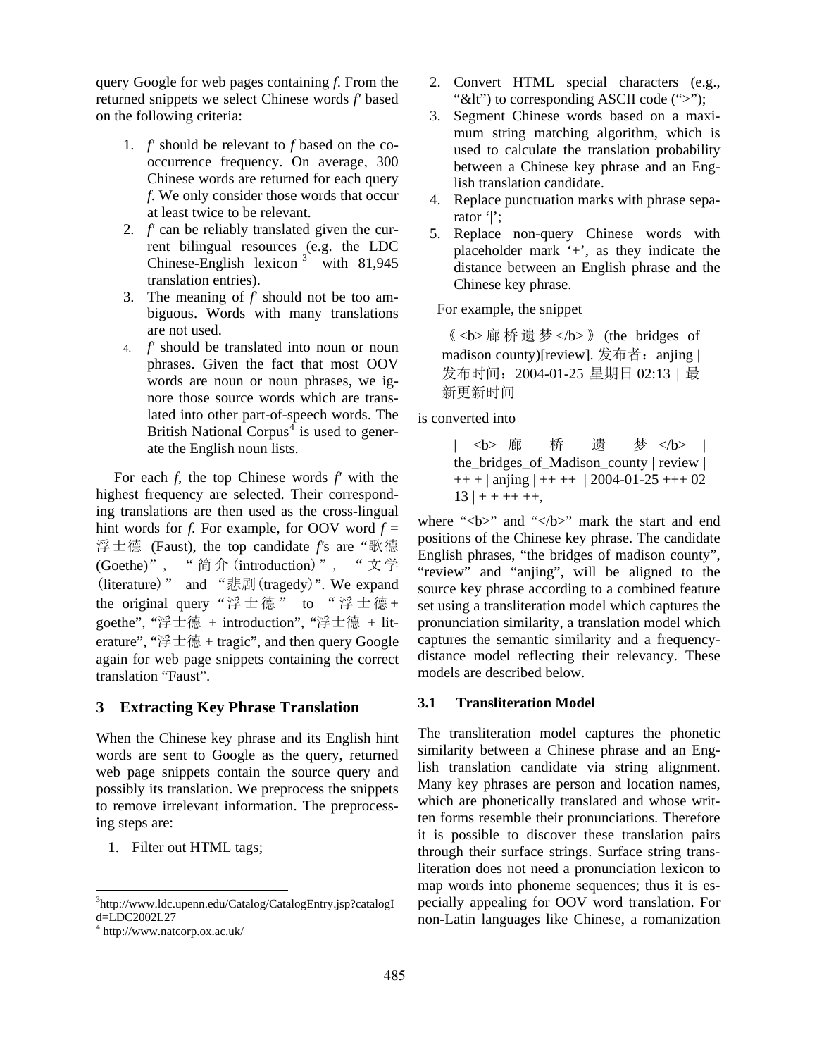query Google for web pages containing *f*. From the returned snippets we select Chinese words *f'* based on the following criteria:

1. *f'* should be relevant to *f* based on the co-occurrence frequency. On average, 300 Chinese words are returned for each query *f*. We only consider those words that occur at least twice to be relevant.
2. *f'* can be reliably translated given the current bilingual resources (e.g. the LDC Chinese-English lexicon [3] with 81,945 translation entries).
3. The meaning of *f'* should not be too ambiguous. Words with many translations are not used.
4. *f'* should be translated into noun or noun phrases. Given the fact that most OOV words are noun or noun phrases, we ignore those source words which are translated into other part-of-speech words. The British National Corpus[4] is used to generate the English noun lists.

For each *f*, the top Chinese words *f'* with the highest frequency are selected. Their corresponding translations are then used as the cross-lingual hint words for *f*. For example, for OOV word *f* = 浮士德 (Faust), the top candidate *f'*s are "歌德(Goethe)", "简介(introduction)", "文学(literature)" and "悲剧(tragedy)". We expand the original query "浮士德" to "浮士德+ goethe", "浮士德 + introduction", "浮士德 + literature", "浮士德 + tragic", and then query Google again for web page snippets containing the correct translation "Faust".

## 3 Extracting Key Phrase Translation

When the Chinese key phrase and its English hint words are sent to Google as the query, returned web page snippets contain the source query and possibly its translation. We preprocess the snippets to remove irrelevant information. The preprocessing steps are:

1. Filter out HTML tags;
2. Convert HTML special characters (e.g., "&lt") to corresponding ASCII code (">");
3. Segment Chinese words based on a maximum string matching algorithm, which is used to calculate the translation probability between a Chinese key phrase and an English translation candidate.
4. Replace punctuation marks with phrase separator '|';
5. Replace non-query Chinese words with placeholder mark '+', as they indicate the distance between an English phrase and the Chinese key phrase.

For example, the snippet

> 《<b>廊桥遗梦</b>》(the bridges of madison county)[review]. 发布者：anjing | 发布时间：2004-01-25 星期日 02:13 | 最新更新时间

is converted into

> | <b> 廊 桥 遗 梦 </b> | the_bridges_of_Madison_county | review | ++ + | anjing | ++ ++ | 2004-01-25 +++ 02 13 | + + ++ ++,

where "<b>" and "</b>" mark the start and end positions of the Chinese key phrase. The candidate English phrases, "the bridges of madison county", "review" and "anjing", will be aligned to the source key phrase according to a combined feature set using a transliteration model which captures the pronunciation similarity, a translation model which captures the semantic similarity and a frequency-distance model reflecting their relevancy. These models are described below.

### 3.1 Transliteration Model

The transliteration model captures the phonetic similarity between a Chinese phrase and an English translation candidate via string alignment. Many key phrases are person and location names, which are phonetically translated and whose written forms resemble their pronunciations. Therefore it is possible to discover these translation pairs through their surface strings. Surface string transliteration does not need a pronunciation lexicon to map words into phoneme sequences; thus it is especially appealing for OOV word translation. For non-Latin languages like Chinese, a romanization

[3] http://www.ldc.upenn.edu/Catalog/CatalogEntry.jsp?catalogId=LDC2002L27

[4] http://www.natcorp.ox.ac.uk/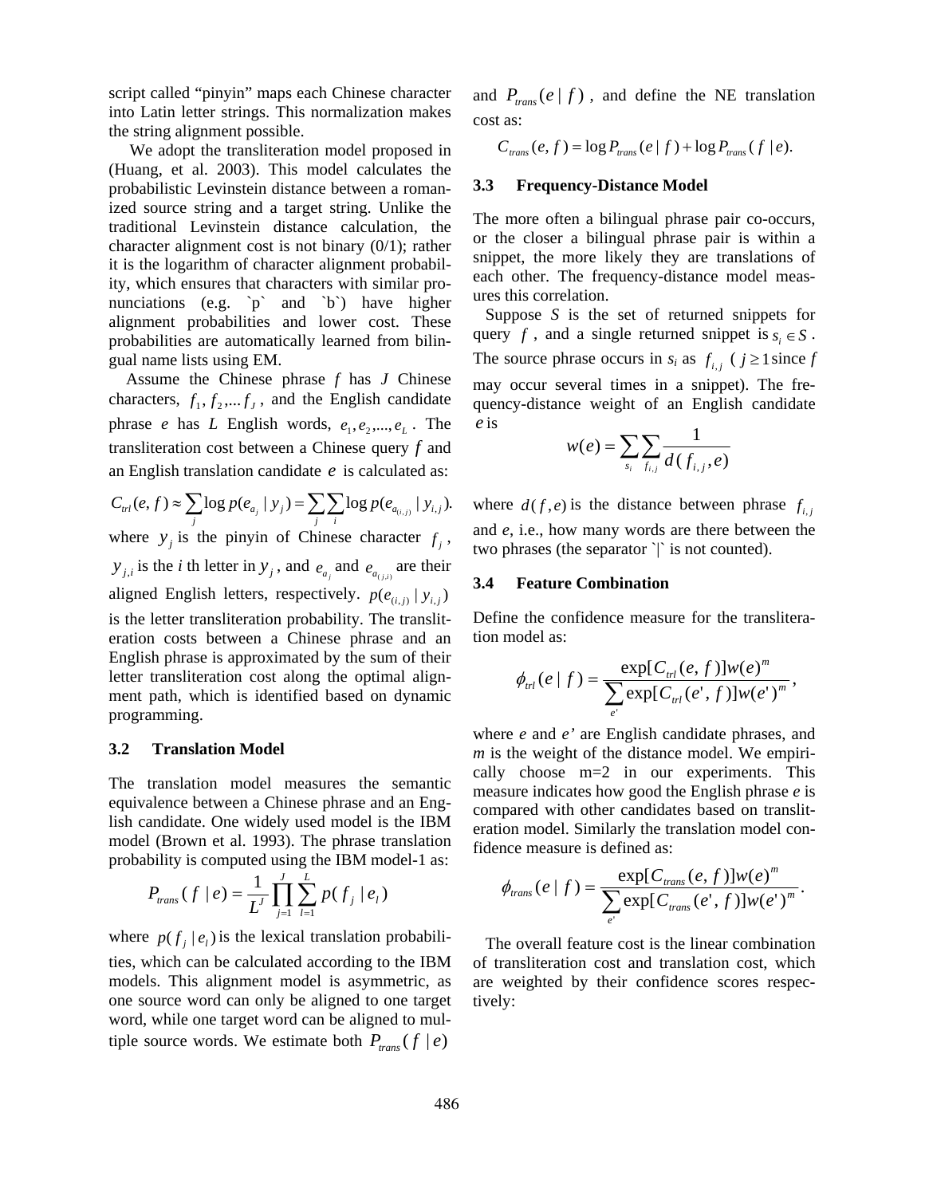script called "pinyin" maps each Chinese character into Latin letter strings. This normalization makes the string alignment possible.

We adopt the transliteration model proposed in (Huang, et al. 2003). This model calculates the probabilistic Levinstein distance between a romanized source string and a target string. Unlike the traditional Levinstein distance calculation, the character alignment cost is not binary (0/1); rather it is the logarithm of character alignment probability, which ensures that characters with similar pronunciations (e.g. \`p\` and \`b\`) have higher alignment probabilities and lower cost. These probabilities are automatically learned from bilingual name lists using EM.

Assume the Chinese phrase $f$ has $J$ Chinese characters, $f_1, f_2, ... f_J$, and the English candidate phrase $e$ has $L$ English words, $e_1, e_2, ..., e_L$. The transliteration cost between a Chinese query $f$ and an English translation candidate $e$ is calculated as:

$$C_{trl}(e, f) \approx \sum_j \log p(e_{a_j} \mid y_j) = \sum_j \sum_i \log p(e_{a_{(i,j)}} \mid y_{i,j}).$$

where $y_j$ is the pinyin of Chinese character $f_j$, $y_{j,i}$ is the $i$ th letter in $y_j$, and $e_{a_j}$ and $e_{a_{(j,i)}}$ are their aligned English letters, respectively. $p(e_{(i,j)} \mid y_{i,j})$ is the letter transliteration probability. The transliteration costs between a Chinese phrase and an English phrase is approximated by the sum of their letter transliteration cost along the optimal alignment path, which is identified based on dynamic programming.

### 3.2 Translation Model

The translation model measures the semantic equivalence between a Chinese phrase and an English candidate. One widely used model is the IBM model (Brown et al. 1993). The phrase translation probability is computed using the IBM model-1 as:

$$P_{trans}(f \mid e) = \frac{1}{L^J} \prod_{j=1}^{J} \sum_{l=1}^{L} p(f_j \mid e_l)$$

where $p(f_j \mid e_l)$ is the lexical translation probabilities, which can be calculated according to the IBM models. This alignment model is asymmetric, as one source word can only be aligned to one target word, while one target word can be aligned to multiple source words. We estimate both $P_{trans}(f \mid e)$ and $P_{trans}(e \mid f)$, and define the NE translation cost as:

$$C_{trans}(e, f) = \log P_{trans}(e \mid f) + \log P_{trans}(f \mid e).$$

### 3.3 Frequency-Distance Model

The more often a bilingual phrase pair co-occurs, or the closer a bilingual phrase pair is within a snippet, the more likely they are translations of each other. The frequency-distance model measures this correlation.

Suppose $S$ is the set of returned snippets for query $f$, and a single returned snippet is $s_i \in S$. The source phrase occurs in $s_i$ as $f_{i,j}$ ( $j \geq 1$ since $f$ may occur several times in a snippet). The frequency-distance weight of an English candidate $e$ is

$$w(e) = \sum_{s_i} \sum_{f_{i,j}} \frac{1}{d(f_{i,j}, e)}$$

where $d(f, e)$ is the distance between phrase $f_{i,j}$ and $e$, i.e., how many words are there between the two phrases (the separator \`|\` is not counted).

### 3.4 Feature Combination

Define the confidence measure for the transliteration model as:

$$\phi_{trl}(e \mid f) = \frac{\exp[C_{trl}(e, f)] w(e)^m}{\sum_{e'} \exp[C_{trl}(e', f)] w(e')^m},$$

where $e$ and $e'$ are English candidate phrases, and $m$ is the weight of the distance model. We empirically choose m=2 in our experiments. This measure indicates how good the English phrase $e$ is compared with other candidates based on transliteration model. Similarly the translation model confidence measure is defined as:

$$\phi_{trans}(e \mid f) = \frac{\exp[C_{trans}(e, f)] w(e)^m}{\sum_{e'} \exp[C_{trans}(e', f)] w(e')^m}.$$

The overall feature cost is the linear combination of transliteration cost and translation cost, which are weighted by their confidence scores respectively: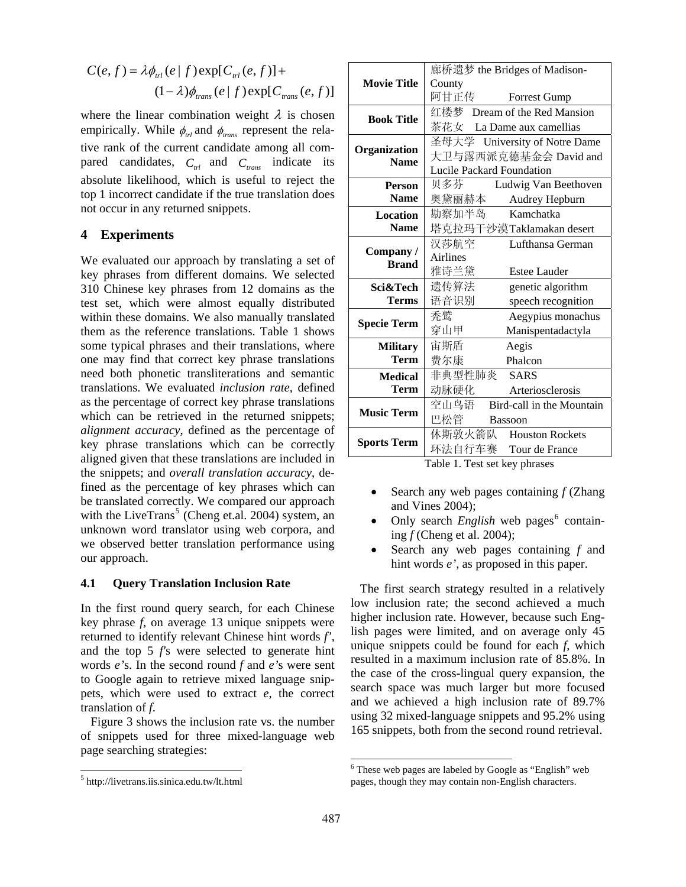$$C(e,f) = \lambda \phi_{trl}(e \mid f) \exp[C_{trl}(e,f)] + (1-\lambda)\phi_{trans}(e \mid f) \exp[C_{trans}(e,f)]$$

where the linear combination weight $\lambda$ is chosen empirically. While $\phi_{trl}$ and $\phi_{trans}$ represent the relative rank of the current candidate among all compared candidates, $C_{trl}$ and $C_{trans}$ indicate its absolute likelihood, which is useful to reject the top 1 incorrect candidate if the true translation does not occur in any returned snippets.

## 4 Experiments

We evaluated our approach by translating a set of key phrases from different domains. We selected 310 Chinese key phrases from 12 domains as the test set, which were almost equally distributed within these domains. We also manually translated them as the reference translations. Table 1 shows some typical phrases and their translations, where one may find that correct key phrase translations need both phonetic transliterations and semantic translations. We evaluated *inclusion rate*, defined as the percentage of correct key phrase translations which can be retrieved in the returned snippets; *alignment accuracy*, defined as the percentage of key phrase translations which can be correctly aligned given that these translations are included in the snippets; and *overall translation accuracy*, defined as the percentage of key phrases which can be translated correctly. We compared our approach with the LiveTrans[5] (Cheng et.al. 2004) system, an unknown word translator using web corpora, and we observed better translation performance using our approach.

### 4.1 Query Translation Inclusion Rate

In the first round query search, for each Chinese key phrase *f*, on average 13 unique snippets were returned to identify relevant Chinese hint words *f'*, and the top 5 *f'*s were selected to generate hint words *e'*s. In the second round *f* and *e'*s were sent to Google again to retrieve mixed language snippets, which were used to extract *e*, the correct translation of *f*.

Figure 3 shows the inclusion rate vs. the number of snippets used for three mixed-language web page searching strategies:

| | |
|---|---|
| **Movie Title** | 廊桥遗梦 the Bridges of Madison-County<br>阿甘正传 Forrest Gump |
| **Book Title** | 红楼梦 Dream of the Red Mansion<br>茶花女 La Dame aux camellias |
| **Organization Name** | 圣母大学 University of Notre Dame<br>大卫与露西派克德基金会 David and Lucile Packard Foundation |
| **Person Name** | 贝多芬 Ludwig Van Beethoven<br>奥黛丽赫本 Audrey Hepburn |
| **Location Name** | 勘察加半岛 Kamchatka<br>塔克拉玛干沙漠 Taklamakan desert |
| **Company / Brand** | 汉莎航空 Lufthansa German Airlines<br>雅诗兰黛 Estee Lauder |
| **Sci&Tech Terms** | 遗传算法 genetic algorithm<br>语音识别 speech recognition |
| **Specie Term** | 秃鹫 Aegypius monachus<br>穿山甲 Manispentadactyla |
| **Military Term** | 宙斯盾 Aegis<br>费尔康 Phalcon |
| **Medical Term** | 非典型性肺炎 SARS<br>动脉硬化 Arteriosclerosis |
| **Music Term** | 空山鸟语 Bird-call in the Mountain<br>巴松管 Bassoon |
| **Sports Term** | 休斯敦火箭队 Houston Rockets<br>环法自行车赛 Tour de France |

Table 1. Test set key phrases

- Search any web pages containing *f* (Zhang and Vines 2004);
- Only search *English* web pages[6] containing *f* (Cheng et al. 2004);
- Search any web pages containing *f* and hint words *e'*, as proposed in this paper.

The first search strategy resulted in a relatively low inclusion rate; the second achieved a much higher inclusion rate. However, because such English pages were limited, and on average only 45 unique snippets could be found for each *f*, which resulted in a maximum inclusion rate of 85.8%. In the case of the cross-lingual query expansion, the search space was much larger but more focused and we achieved a high inclusion rate of 89.7% using 32 mixed-language snippets and 95.2% using 165 snippets, both from the second round retrieval.

[5] http://livetrans.iis.sinica.edu.tw/lt.html

[6] These web pages are labeled by Google as "English" web pages, though they may contain non-English characters.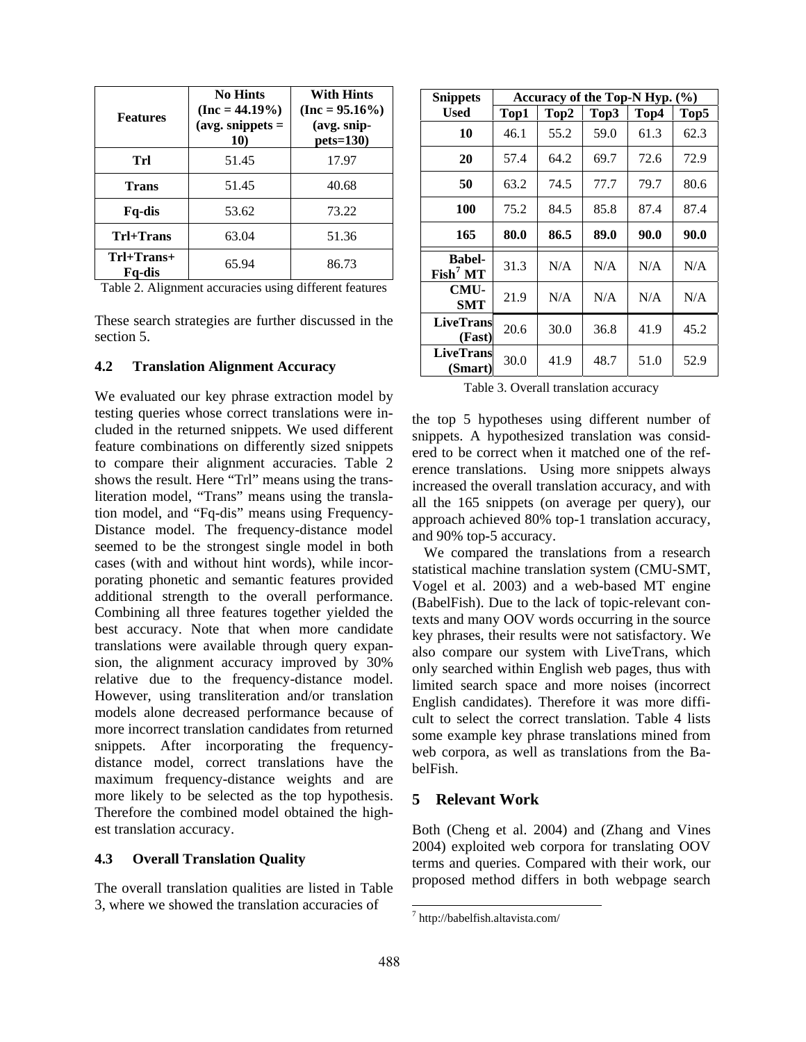| Features | No Hints (Inc = 44.19%) (avg. snippets = 10) | With Hints (Inc = 95.16%) (avg. snippets=130) |
|---|---|---|
| Trl | 51.45 | 17.97 |
| Trans | 51.45 | 40.68 |
| Fq-dis | 53.62 | 73.22 |
| Trl+Trans | 63.04 | 51.36 |
| Trl+Trans+ Fq-dis | 65.94 | 86.73 |

Table 2. Alignment accuracies using different features

These search strategies are further discussed in the section 5.

### 4.2 Translation Alignment Accuracy

We evaluated our key phrase extraction model by testing queries whose correct translations were included in the returned snippets. We used different feature combinations on differently sized snippets to compare their alignment accuracies. Table 2 shows the result. Here "Trl" means using the transliteration model, "Trans" means using the translation model, and "Fq-dis" means using Frequency-Distance model. The frequency-distance model seemed to be the strongest single model in both cases (with and without hint words), while incorporating phonetic and semantic features provided additional strength to the overall performance. Combining all three features together yielded the best accuracy. Note that when more candidate translations were available through query expansion, the alignment accuracy improved by 30% relative due to the frequency-distance model. However, using transliteration and/or translation models alone decreased performance because of more incorrect translation candidates from returned snippets. After incorporating the frequency-distance model, correct translations have the maximum frequency-distance weights and are more likely to be selected as the top hypothesis. Therefore the combined model obtained the highest translation accuracy.

### 4.3 Overall Translation Quality

The overall translation qualities are listed in Table 3, where we showed the translation accuracies of the top 5 hypotheses using different number of snippets. A hypothesized translation was considered to be correct when it matched one of the reference translations. Using more snippets always increased the overall translation accuracy, and with all the 165 snippets (on average per query), our approach achieved 80% top-1 translation accuracy, and 90% top-5 accuracy.

| Snippets Used | Accuracy of the Top-N Hyp. (%) | | | | |
|---|---|---|---|---|---|
| | Top1 | Top2 | Top3 | Top4 | Top5 |
| 10 | 46.1 | 55.2 | 59.0 | 61.3 | 62.3 |
| 20 | 57.4 | 64.2 | 69.7 | 72.6 | 72.9 |
| 50 | 63.2 | 74.5 | 77.7 | 79.7 | 80.6 |
| 100 | 75.2 | 84.5 | 85.8 | 87.4 | 87.4 |
| 165 | **80.0** | **86.5** | **89.0** | **90.0** | **90.0** |
| Babel-Fish[7] MT | 31.3 | N/A | N/A | N/A | N/A |
| CMU-SMT | 21.9 | N/A | N/A | N/A | N/A |
| LiveTrans (Fast) | 20.6 | 30.0 | 36.8 | 41.9 | 45.2 |
| LiveTrans (Smart) | 30.0 | 41.9 | 48.7 | 51.0 | 52.9 |

Table 3. Overall translation accuracy

We compared the translations from a research statistical machine translation system (CMU-SMT, Vogel et al. 2003) and a web-based MT engine (BabelFish). Due to the lack of topic-relevant contexts and many OOV words occurring in the source key phrases, their results were not satisfactory. We also compare our system with LiveTrans, which only searched within English web pages, thus with limited search space and more noises (incorrect English candidates). Therefore it was more difficult to select the correct translation. Table 4 lists some example key phrase translations mined from web corpora, as well as translations from the BabelFish.

## 5 Relevant Work

Both (Cheng et al. 2004) and (Zhang and Vines 2004) exploited web corpora for translating OOV terms and queries. Compared with their work, our proposed method differs in both webpage search

[7] http://babelfish.altavista.com/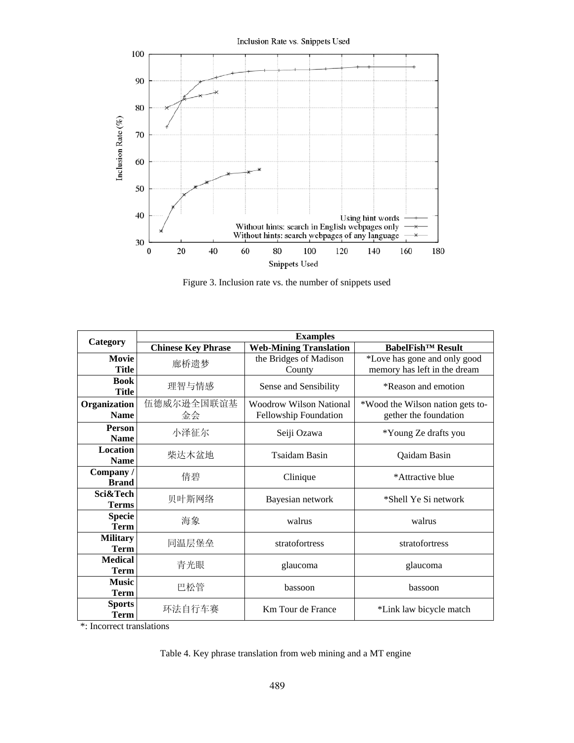Figure 3. Inclusion rate vs. the number of snippets used

| Category | Examples | | |
|---|---|---|---|
| | **Chinese Key Phrase** | **Web-Mining Translation** | **BabelFish™ Result** |
| **Movie Title** | 廊桥遗梦 | the Bridges of Madison County | *Love has gone and only good memory has left in the dream |
| **Book Title** | 理智与情感 | Sense and Sensibility | *Reason and emotion |
| **Organization Name** | 伍德威尔逊全国联谊基金会 | Woodrow Wilson National Fellowship Foundation | *Wood the Wilson nation gets together the foundation |
| **Person Name** | 小泽征尔 | Seiji Ozawa | *Young Ze drafts you |
| **Location Name** | 柴达木盆地 | Tsaidam Basin | Qaidam Basin |
| **Company / Brand** | 倩碧 | Clinique | *Attractive blue |
| **Sci&Tech Terms** | 贝叶斯网络 | Bayesian network | *Shell Ye Si network |
| **Specie Term** | 海象 | walrus | walrus |
| **Military Term** | 同温层堡垒 | stratofortress | stratofortress |
| **Medical Term** | 青光眼 | glaucoma | glaucoma |
| **Music Term** | 巴松管 | bassoon | bassoon |
| **Sports Term** | 环法自行车赛 | Km Tour de France | *Link law bicycle match |

*: Incorrect translations

Table 4. Key phrase translation from web mining and a MT engine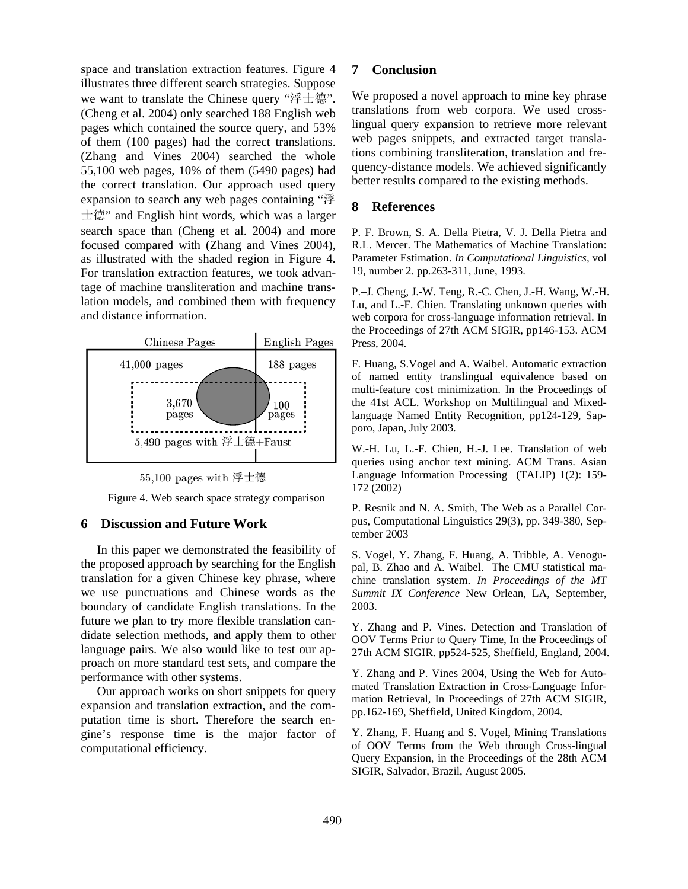space and translation extraction features. Figure 4 illustrates three different search strategies. Suppose we want to translate the Chinese query "浮士德". (Cheng et al. 2004) only searched 188 English web pages which contained the source query, and 53% of them (100 pages) had the correct translations. (Zhang and Vines 2004) searched the whole 55,100 web pages, 10% of them (5490 pages) had the correct translation. Our approach used query expansion to search any web pages containing "浮士德" and English hint words, which was a larger search space than (Cheng et al. 2004) and more focused compared with (Zhang and Vines 2004), as illustrated with the shaded region in Figure 4. For translation extraction features, we took advantage of machine transliteration and machine translation models, and combined them with frequency and distance information.

Chinese Pages

English Pages

41,000 pages

188 pages

3,670 pages

100 pages

5,490 pages with 浮士德+Faust

55,100 pages with 浮士德

Figure 4. Web search space strategy comparison

## 6 Discussion and Future Work

In this paper we demonstrated the feasibility of the proposed approach by searching for the English translation for a given Chinese key phrase, where we use punctuations and Chinese words as the boundary of candidate English translations. In the future we plan to try more flexible translation candidate selection methods, and apply them to other language pairs. We also would like to test our approach on more standard test sets, and compare the performance with other systems.

Our approach works on short snippets for query expansion and translation extraction, and the computation time is short. Therefore the search engine's response time is the major factor of computational efficiency.

## 7 Conclusion

We proposed a novel approach to mine key phrase translations from web corpora. We used cross-lingual query expansion to retrieve more relevant web pages snippets, and extracted target translations combining transliteration, translation and frequency-distance models. We achieved significantly better results compared to the existing methods.

## 8 References

P. F. Brown, S. A. Della Pietra, V. J. Della Pietra and R.L. Mercer. The Mathematics of Machine Translation: Parameter Estimation. *In Computational Linguistics*, vol 19, number 2. pp.263-311, June, 1993.

P.–J. Cheng, J.-W. Teng, R.-C. Chen, J.-H. Wang, W.-H. Lu, and L.-F. Chien. Translating unknown queries with web corpora for cross-language information retrieval. In the Proceedings of 27th ACM SIGIR, pp146-153. ACM Press, 2004.

F. Huang, S.Vogel and A. Waibel. Automatic extraction of named entity translingual equivalence based on multi-feature cost minimization. In the Proceedings of the 41st ACL. Workshop on Multilingual and Mixed-language Named Entity Recognition, pp124-129, Sapporo, Japan, July 2003.

W.-H. Lu, L.-F. Chien, H.-J. Lee. Translation of web queries using anchor text mining. ACM Trans. Asian Language Information Processing (TALIP) 1(2): 159-172 (2002)

P. Resnik and N. A. Smith, The Web as a Parallel Corpus, Computational Linguistics 29(3), pp. 349-380, September 2003

S. Vogel, Y. Zhang, F. Huang, A. Tribble, A. Venogupal, B. Zhao and A. Waibel. The CMU statistical machine translation system. *In Proceedings of the MT Summit IX Conference* New Orlean, LA, September, 2003.

Y. Zhang and P. Vines. Detection and Translation of OOV Terms Prior to Query Time, In the Proceedings of 27th ACM SIGIR. pp524-525, Sheffield, England, 2004.

Y. Zhang and P. Vines 2004, Using the Web for Automated Translation Extraction in Cross-Language Information Retrieval, In Proceedings of 27th ACM SIGIR, pp.162-169, Sheffield, United Kingdom, 2004.

Y. Zhang, F. Huang and S. Vogel, Mining Translations of OOV Terms from the Web through Cross-lingual Query Expansion, in the Proceedings of the 28th ACM SIGIR, Salvador, Brazil, August 2005.